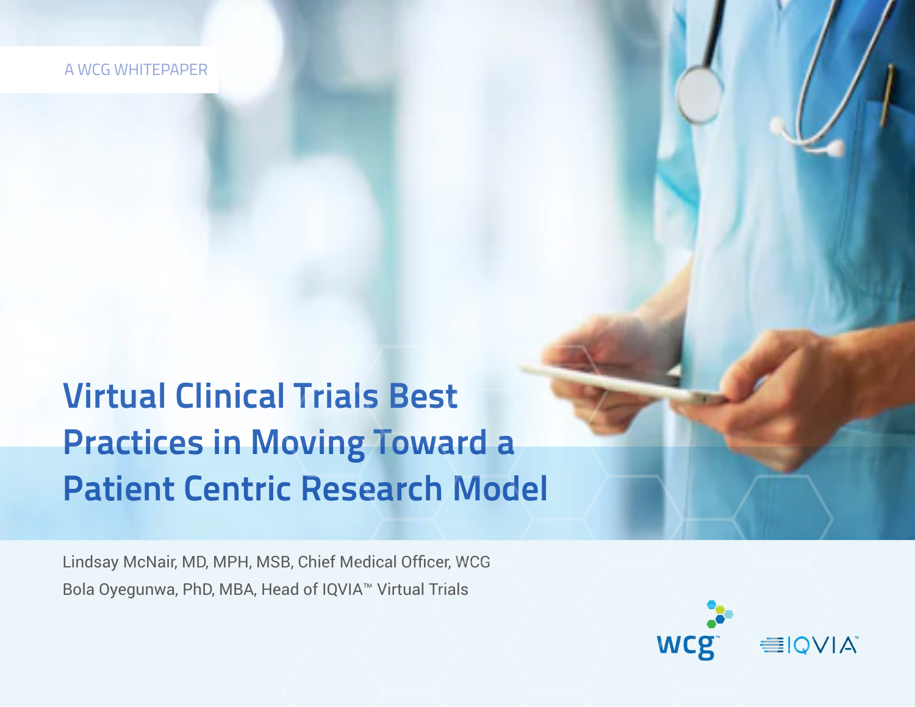A WCG WHITEPAPER

# Virtual Clinical Trials Best Practices in Moving Toward a Patient Centric Research Model

Lindsay McNair, MD, MPH, MSB, Chief Medical Officer, WCG

Bola Oyegunwa, PhD, MBA, Head of IQVIA™ Virtual Trials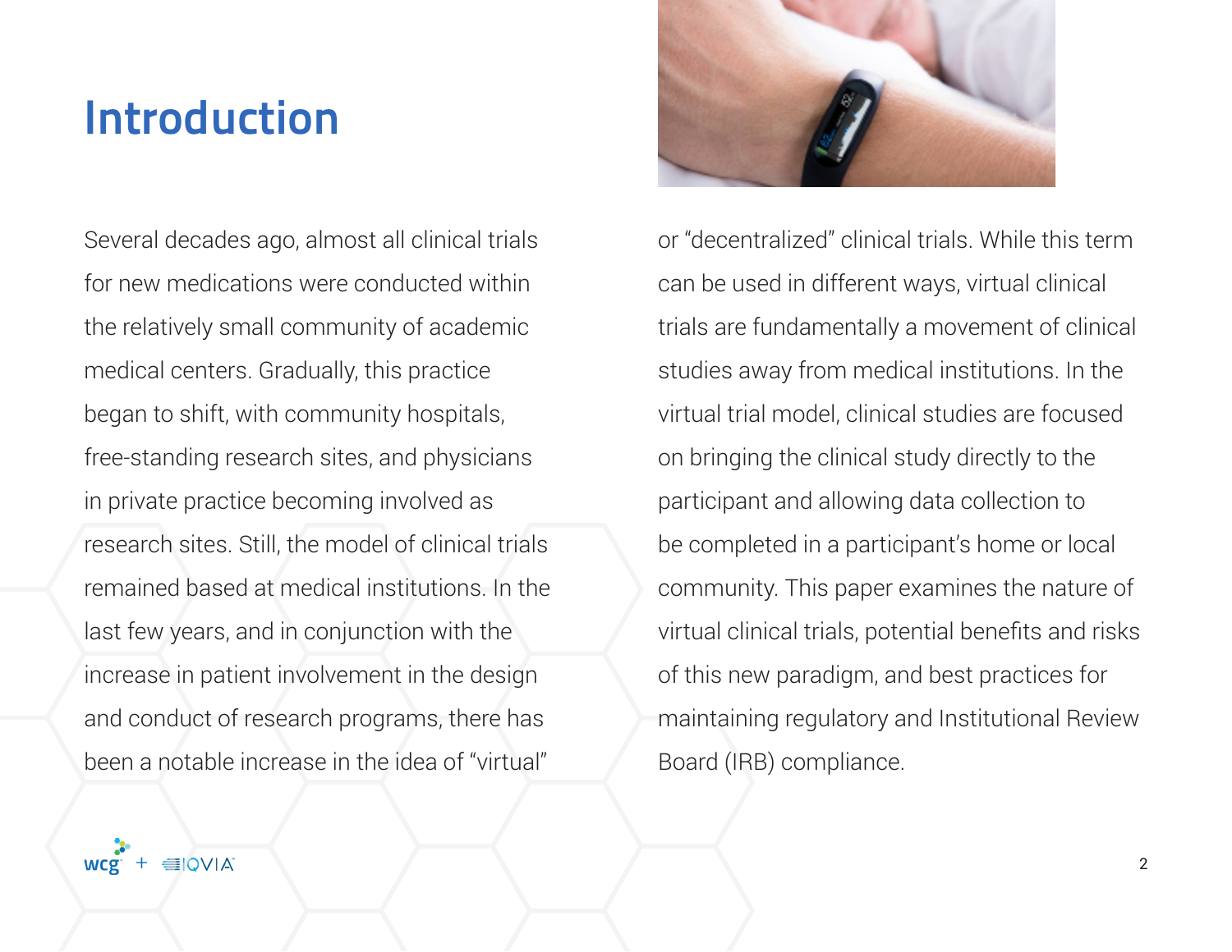# Introduction

Several decades ago, almost all clinical trials for new medications were conducted within the relatively small community of academic medical centers. Gradually, this practice began to shift, with community hospitals, free-standing research sites, and physicians in private practice becoming involved as research sites. Still, the model of clinical trials remained based at medical institutions. In the last few years, and in conjunction with the increase in patient involvement in the design and conduct of research programs, there has been a notable increase in the idea of "virtual" or "decentralized" clinical trials. While this term can be used in different ways, virtual clinical trials are fundamentally a movement of clinical studies away from medical institutions. In the virtual trial model, clinical studies are focused on bringing the clinical study directly to the participant and allowing data collection to be completed in a participant's home or local community. This paper examines the nature of virtual clinical trials, potential benefits and risks of this new paradigm, and best practices for maintaining regulatory and Institutional Review Board (IRB) compliance.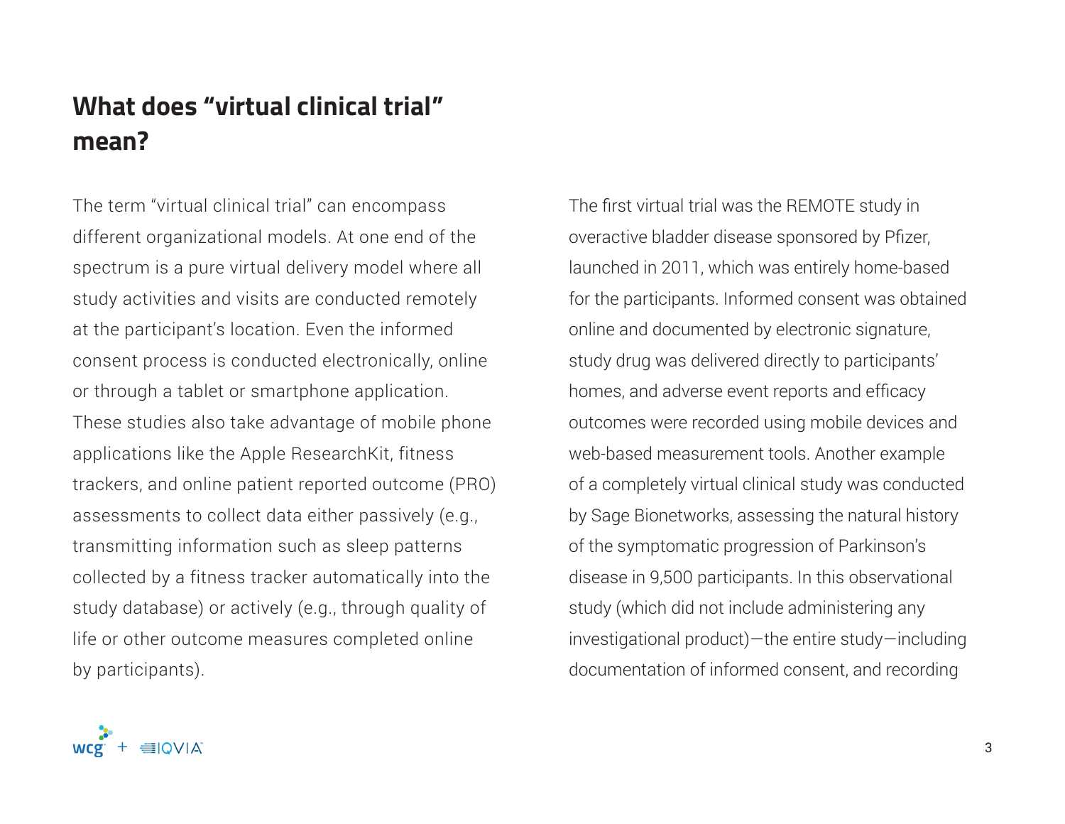## What does "virtual clinical trial" mean?

The term "virtual clinical trial" can encompass different organizational models. At one end of the spectrum is a pure virtual delivery model where all study activities and visits are conducted remotely at the participant's location. Even the informed consent process is conducted electronically, online or through a tablet or smartphone application. These studies also take advantage of mobile phone applications like the Apple ResearchKit, fitness trackers, and online patient reported outcome (PRO) assessments to collect data either passively (e.g., transmitting information such as sleep patterns collected by a fitness tracker automatically into the study database) or actively (e.g., through quality of life or other outcome measures completed online by participants).

The first virtual trial was the REMOTE study in overactive bladder disease sponsored by Pfizer, launched in 2011, which was entirely home-based for the participants. Informed consent was obtained online and documented by electronic signature, study drug was delivered directly to participants' homes, and adverse event reports and efficacy outcomes were recorded using mobile devices and web-based measurement tools. Another example of a completely virtual clinical study was conducted by Sage Bionetworks, assessing the natural history of the symptomatic progression of Parkinson's disease in 9,500 participants. In this observational study (which did not include administering any investigational product)—the entire study—including documentation of informed consent, and recording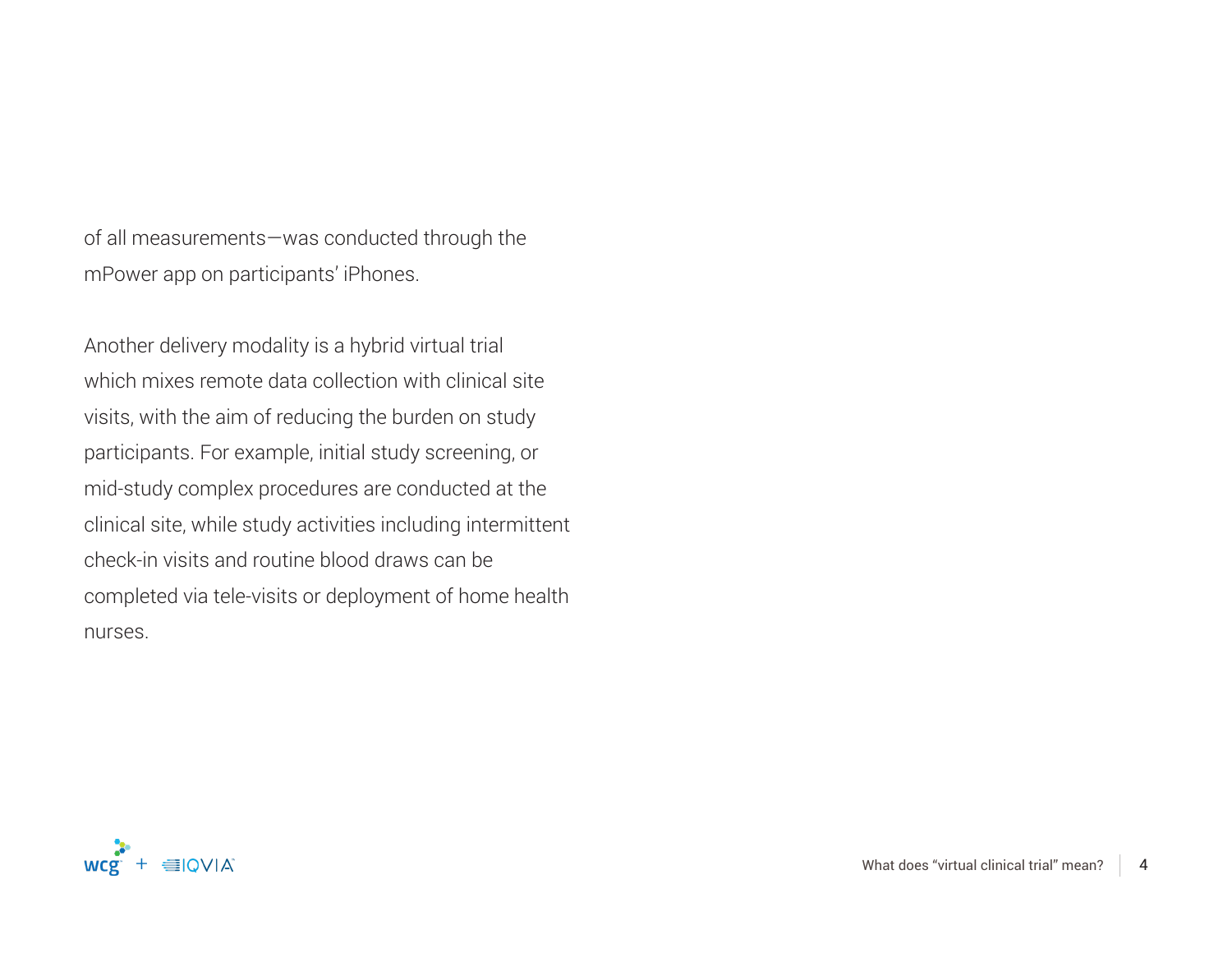of all measurements—was conducted through the mPower app on participants' iPhones.

Another delivery modality is a hybrid virtual trial which mixes remote data collection with clinical site visits, with the aim of reducing the burden on study participants. For example, initial study screening, or mid-study complex procedures are conducted at the clinical site, while study activities including intermittent check-in visits and routine blood draws can be completed via tele-visits or deployment of home health nurses.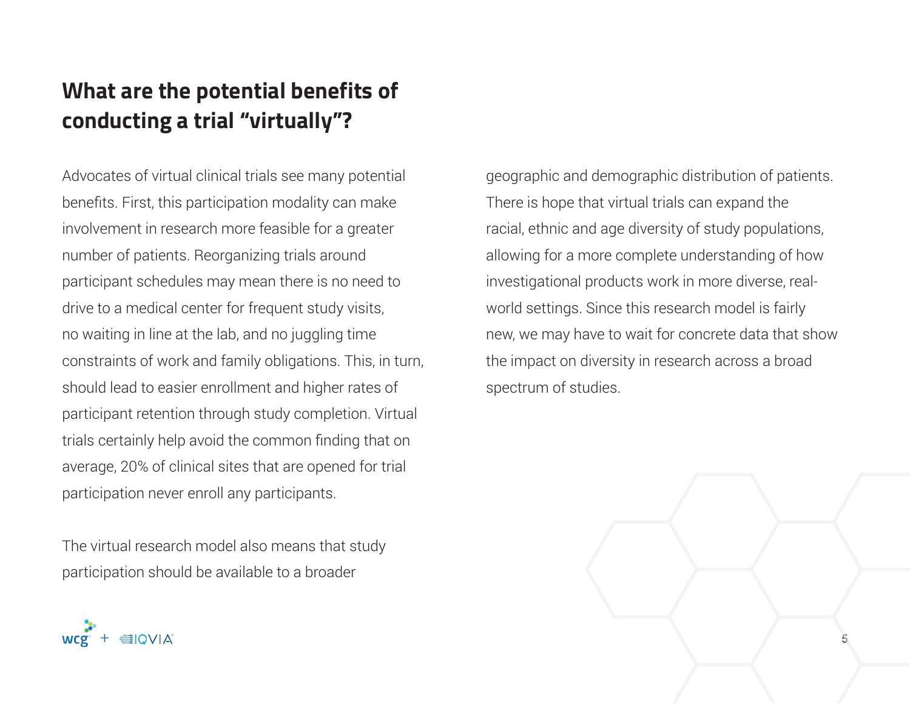## What are the potential benefits of conducting a trial "virtually"?

Advocates of virtual clinical trials see many potential benefits. First, this participation modality can make involvement in research more feasible for a greater number of patients. Reorganizing trials around participant schedules may mean there is no need to drive to a medical center for frequent study visits, no waiting in line at the lab, and no juggling time constraints of work and family obligations. This, in turn, should lead to easier enrollment and higher rates of participant retention through study completion. Virtual trials certainly help avoid the common finding that on average, 20% of clinical sites that are opened for trial participation never enroll any participants.

The virtual research model also means that study participation should be available to a broader geographic and demographic distribution of patients. There is hope that virtual trials can expand the racial, ethnic and age diversity of study populations, allowing for a more complete understanding of how investigational products work in more diverse, real-world settings. Since this research model is fairly new, we may have to wait for concrete data that show the impact on diversity in research across a broad spectrum of studies.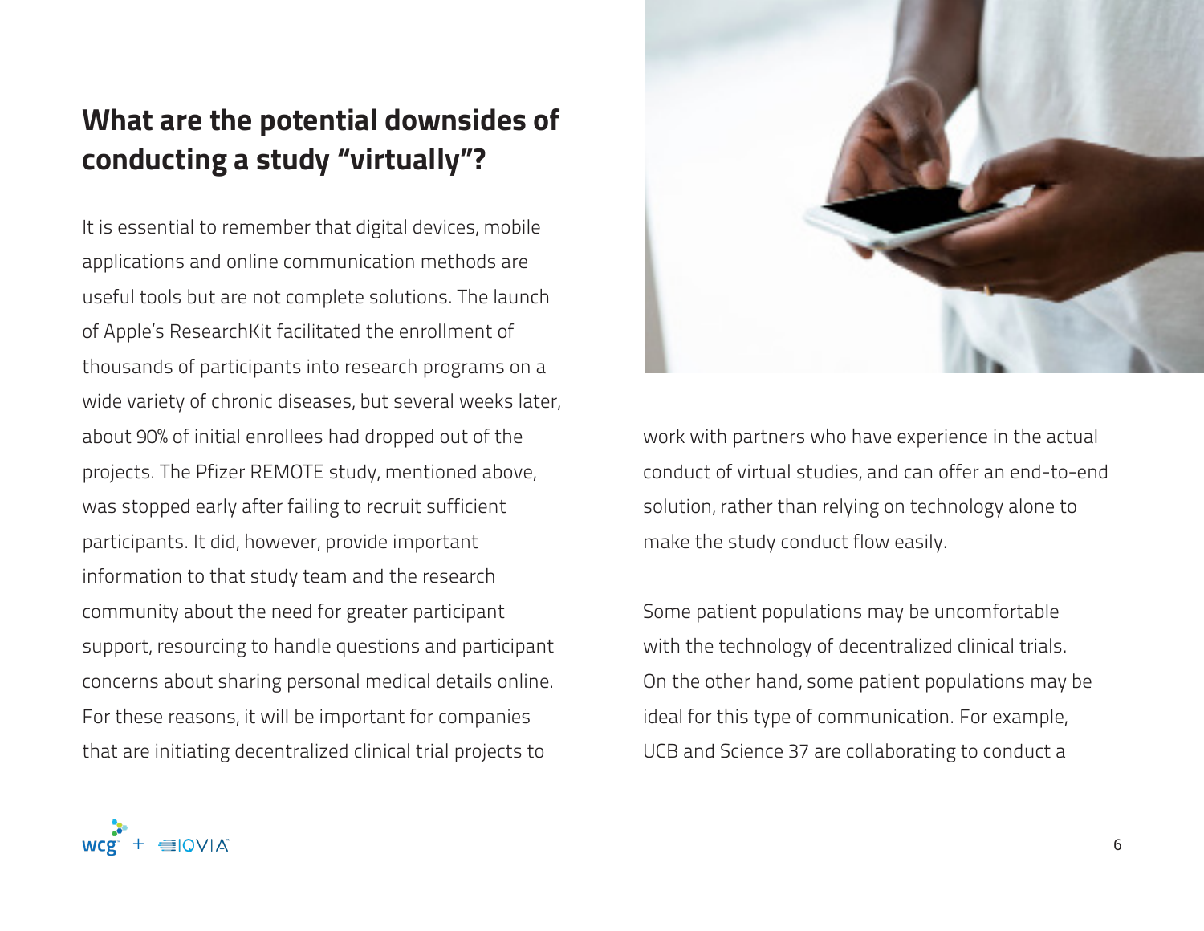## What are the potential downsides of conducting a study "virtually"?

It is essential to remember that digital devices, mobile applications and online communication methods are useful tools but are not complete solutions. The launch of Apple's ResearchKit facilitated the enrollment of thousands of participants into research programs on a wide variety of chronic diseases, but several weeks later, about 90% of initial enrollees had dropped out of the projects. The Pfizer REMOTE study, mentioned above, was stopped early after failing to recruit sufficient participants. It did, however, provide important information to that study team and the research community about the need for greater participant support, resourcing to handle questions and participant concerns about sharing personal medical details online. For these reasons, it will be important for companies that are initiating decentralized clinical trial projects to work with partners who have experience in the actual conduct of virtual studies, and can offer an end-to-end solution, rather than relying on technology alone to make the study conduct flow easily.

Some patient populations may be uncomfortable with the technology of decentralized clinical trials. On the other hand, some patient populations may be ideal for this type of communication. For example, UCB and Science 37 are collaborating to conduct a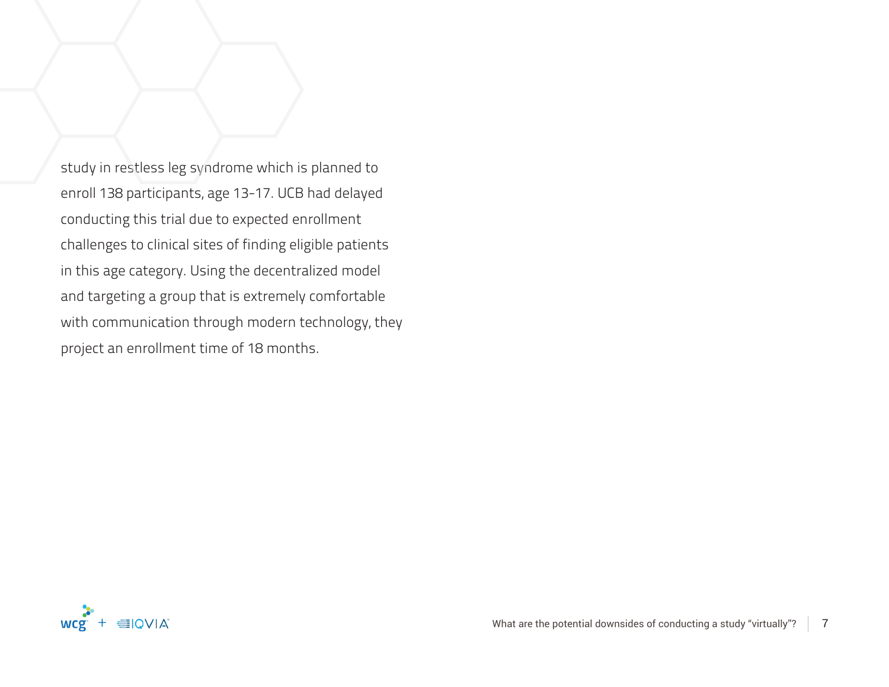study in restless leg syndrome which is planned to enroll 138 participants, age 13-17. UCB had delayed conducting this trial due to expected enrollment challenges to clinical sites of finding eligible patients in this age category. Using the decentralized model and targeting a group that is extremely comfortable with communication through modern technology, they project an enrollment time of 18 months.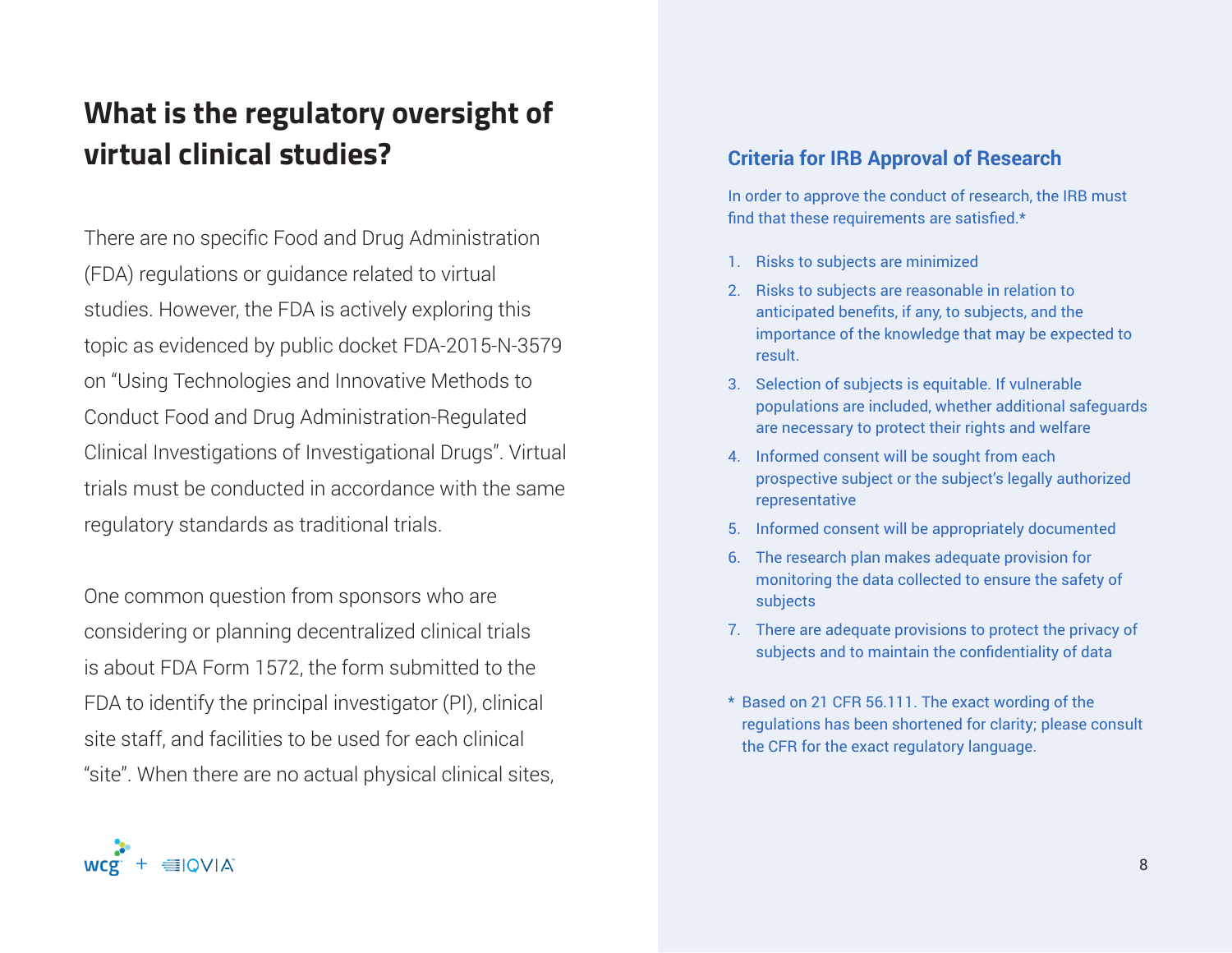## What is the regulatory oversight of virtual clinical studies?

There are no specific Food and Drug Administration (FDA) regulations or guidance related to virtual studies. However, the FDA is actively exploring this topic as evidenced by public docket FDA-2015-N-3579 on "Using Technologies and Innovative Methods to Conduct Food and Drug Administration-Regulated Clinical Investigations of Investigational Drugs". Virtual trials must be conducted in accordance with the same regulatory standards as traditional trials.

One common question from sponsors who are considering or planning decentralized clinical trials is about FDA Form 1572, the form submitted to the FDA to identify the principal investigator (PI), clinical site staff, and facilities to be used for each clinical "site". When there are no actual physical clinical sites,

### Criteria for IRB Approval of Research

In order to approve the conduct of research, the IRB must find that these requirements are satisfied.*

1. Risks to subjects are minimized
2. Risks to subjects are reasonable in relation to anticipated benefits, if any, to subjects, and the importance of the knowledge that may be expected to result.
3. Selection of subjects is equitable. If vulnerable populations are included, whether additional safeguards are necessary to protect their rights and welfare
4. Informed consent will be sought from each prospective subject or the subject's legally authorized representative
5. Informed consent will be appropriately documented
6. The research plan makes adequate provision for monitoring the data collected to ensure the safety of subjects
7. There are adequate provisions to protect the privacy of subjects and to maintain the confidentiality of data

* Based on 21 CFR 56.111. The exact wording of the regulations has been shortened for clarity; please consult the CFR for the exact regulatory language.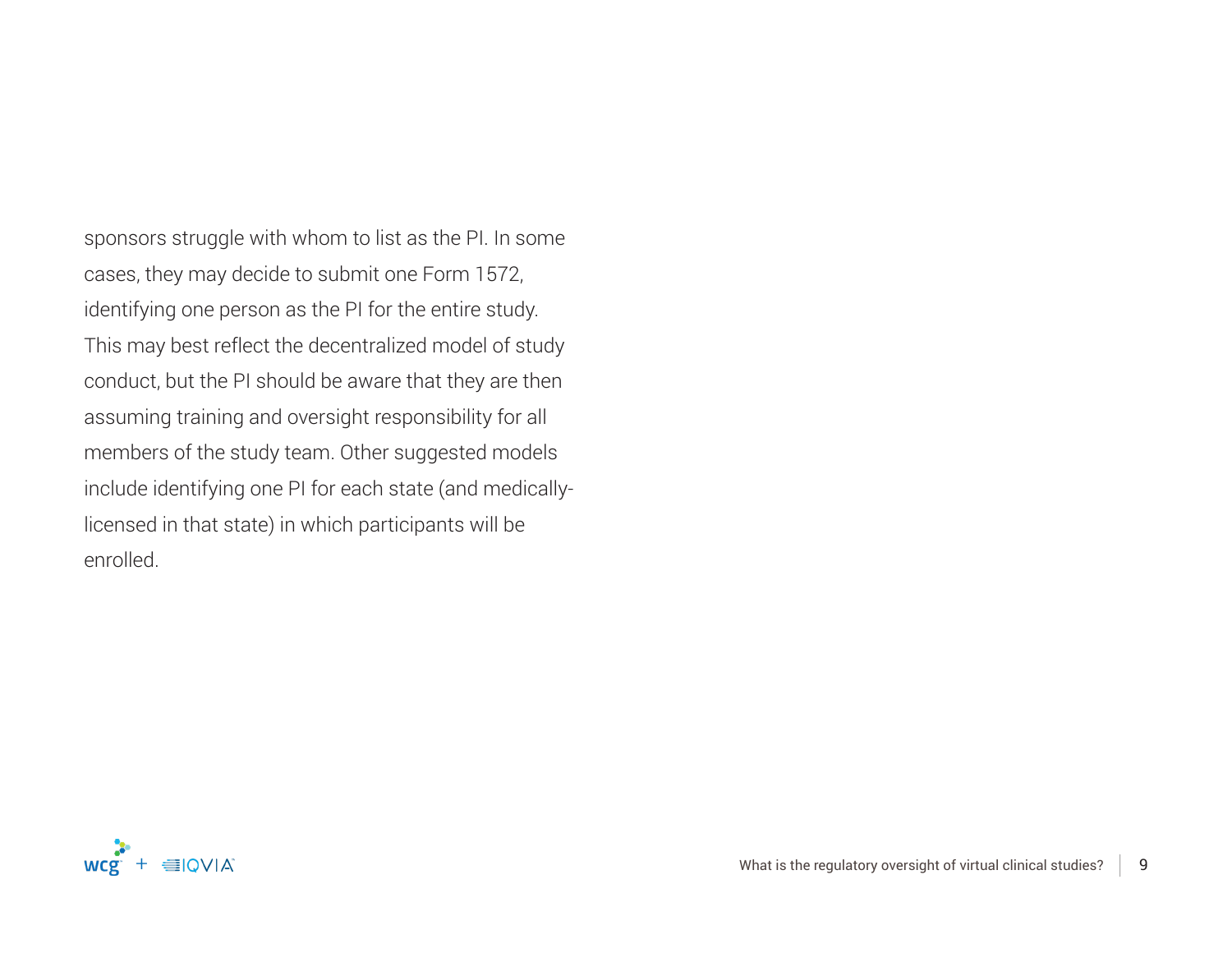sponsors struggle with whom to list as the PI. In some cases, they may decide to submit one Form 1572, identifying one person as the PI for the entire study. This may best reflect the decentralized model of study conduct, but the PI should be aware that they are then assuming training and oversight responsibility for all members of the study team. Other suggested models include identifying one PI for each state (and medically-licensed in that state) in which participants will be enrolled.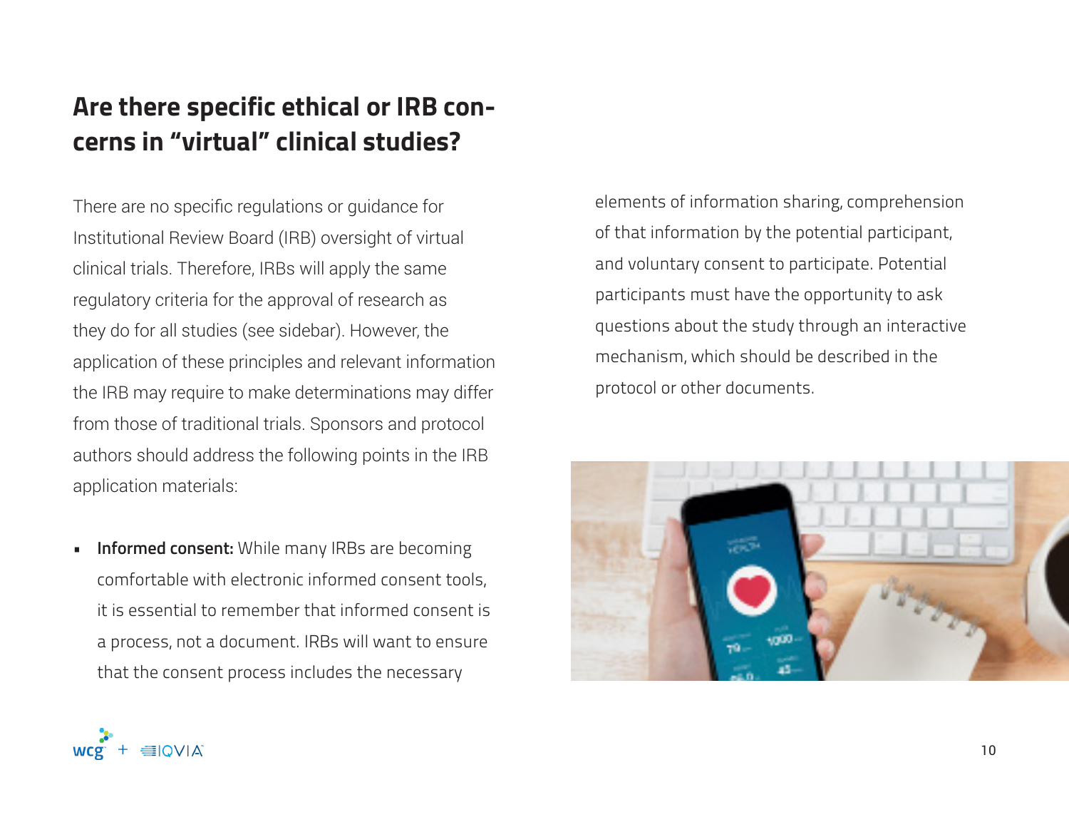## Are there specific ethical or IRB concerns in "virtual" clinical studies?

There are no specific regulations or guidance for Institutional Review Board (IRB) oversight of virtual clinical trials. Therefore, IRBs will apply the same regulatory criteria for the approval of research as they do for all studies (see sidebar). However, the application of these principles and relevant information the IRB may require to make determinations may differ from those of traditional trials. Sponsors and protocol authors should address the following points in the IRB application materials:

- **Informed consent:** While many IRBs are becoming comfortable with electronic informed consent tools, it is essential to remember that informed consent is a process, not a document. IRBs will want to ensure that the consent process includes the necessary elements of information sharing, comprehension of that information by the potential participant, and voluntary consent to participate. Potential participants must have the opportunity to ask questions about the study through an interactive mechanism, which should be described in the protocol or other documents.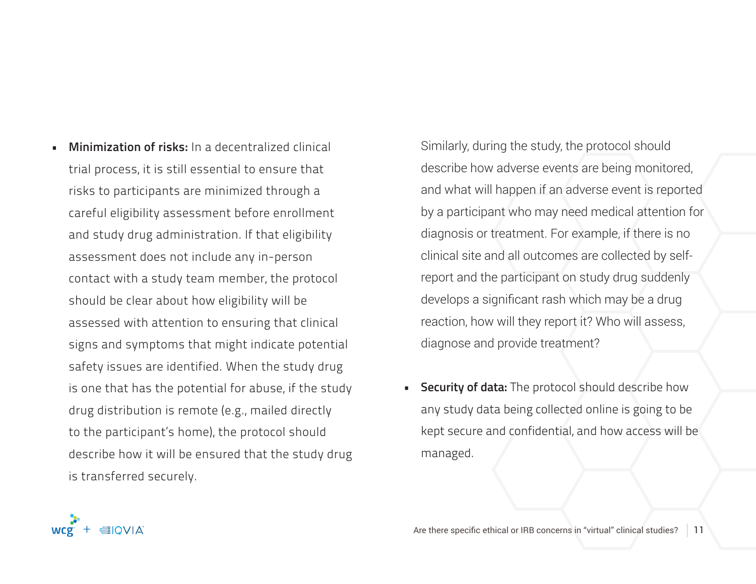- **Minimization of risks:** In a decentralized clinical trial process, it is still essential to ensure that risks to participants are minimized through a careful eligibility assessment before enrollment and study drug administration. If that eligibility assessment does not include any in-person contact with a study team member, the protocol should be clear about how eligibility will be assessed with attention to ensuring that clinical signs and symptoms that might indicate potential safety issues are identified. When the study drug is one that has the potential for abuse, if the study drug distribution is remote (e.g., mailed directly to the participant's home), the protocol should describe how it will be ensured that the study drug is transferred securely.

  Similarly, during the study, the protocol should describe how adverse events are being monitored, and what will happen if an adverse event is reported by a participant who may need medical attention for diagnosis or treatment. For example, if there is no clinical site and all outcomes are collected by self-report and the participant on study drug suddenly develops a significant rash which may be a drug reaction, how will they report it? Who will assess, diagnose and provide treatment?

- **Security of data:** The protocol should describe how any study data being collected online is going to be kept secure and confidential, and how access will be managed.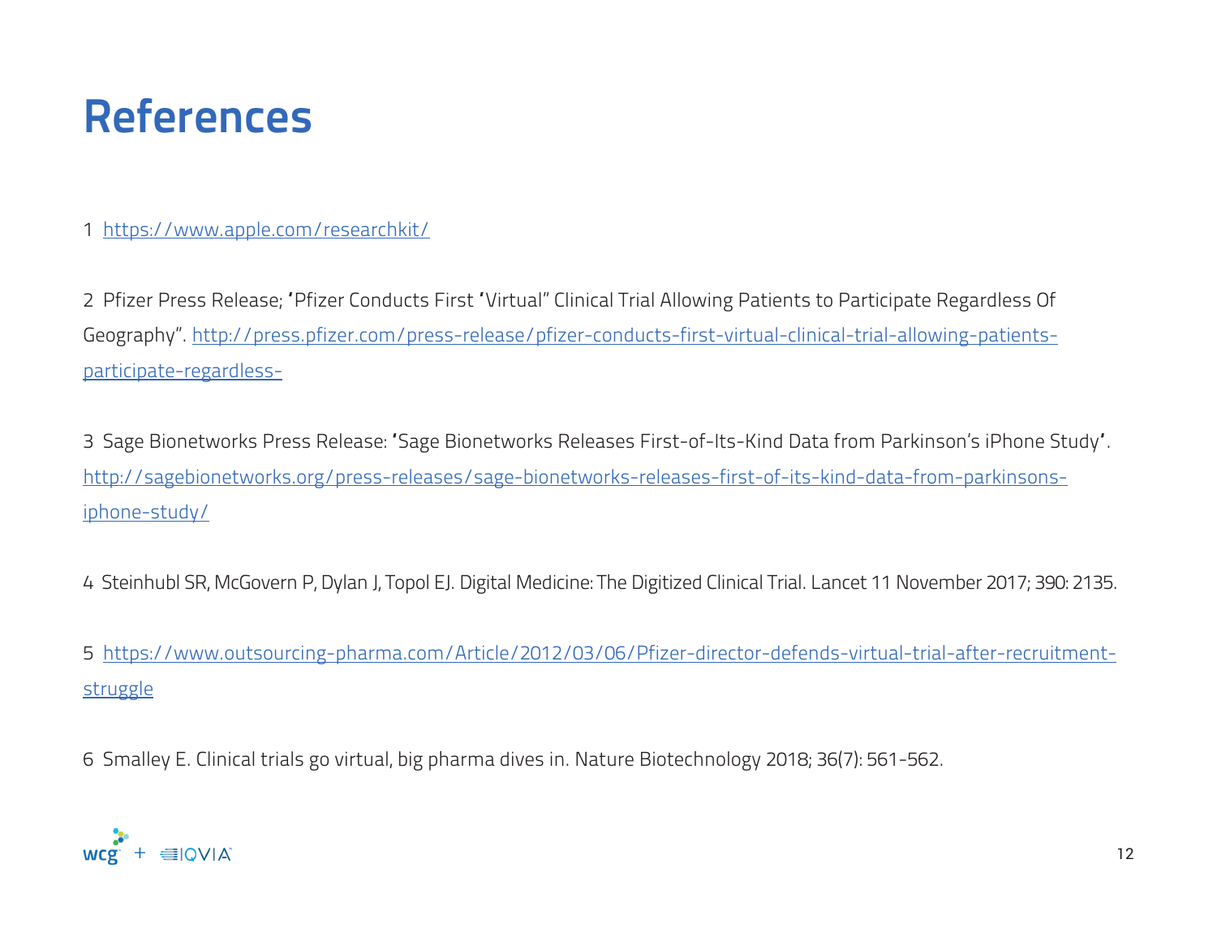# References

1 https://www.apple.com/researchkit/

2 Pfizer Press Release; 'Pfizer Conducts First 'Virtual" Clinical Trial Allowing Patients to Participate Regardless Of Geography". http://press.pfizer.com/press-release/pfizer-conducts-first-virtual-clinical-trial-allowing-patients-participate-regardless-

3 Sage Bionetworks Press Release: 'Sage Bionetworks Releases First-of-Its-Kind Data from Parkinson's iPhone Study'. http://sagebionetworks.org/press-releases/sage-bionetworks-releases-first-of-its-kind-data-from-parkinsons-iphone-study/

4 Steinhubl SR, McGovern P, Dylan J, Topol EJ. Digital Medicine: The Digitized Clinical Trial. Lancet 11 November 2017; 390: 2135.

5 https://www.outsourcing-pharma.com/Article/2012/03/06/Pfizer-director-defends-virtual-trial-after-recruitment-struggle

6 Smalley E. Clinical trials go virtual, big pharma dives in. Nature Biotechnology 2018; 36(7): 561-562.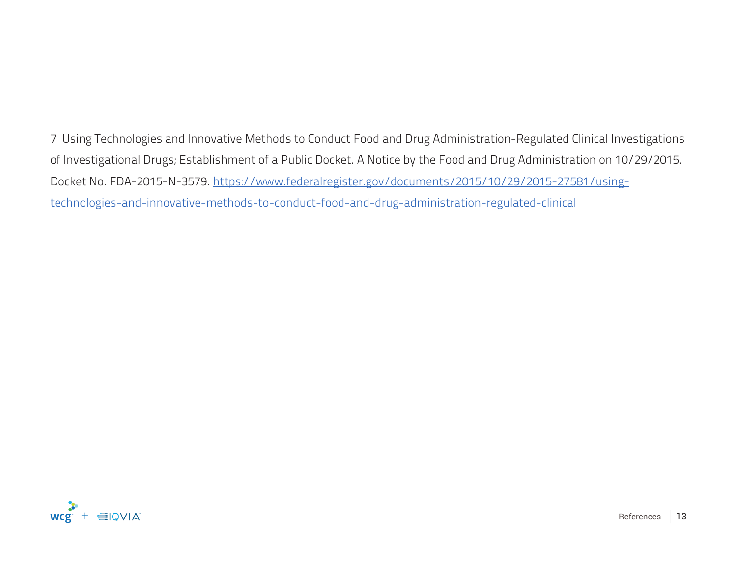7 Using Technologies and Innovative Methods to Conduct Food and Drug Administration-Regulated Clinical Investigations of Investigational Drugs; Establishment of a Public Docket. A Notice by the Food and Drug Administration on 10/29/2015. Docket No. FDA-2015-N-3579. [https://www.federalregister.gov/documents/2015/10/29/2015-27581/using-technologies-and-innovative-methods-to-conduct-food-and-drug-administration-regulated-clinical](https://www.federalregister.gov/documents/2015/10/29/2015-27581/using-technologies-and-innovative-methods-to-conduct-food-and-drug-administration-regulated-clinical)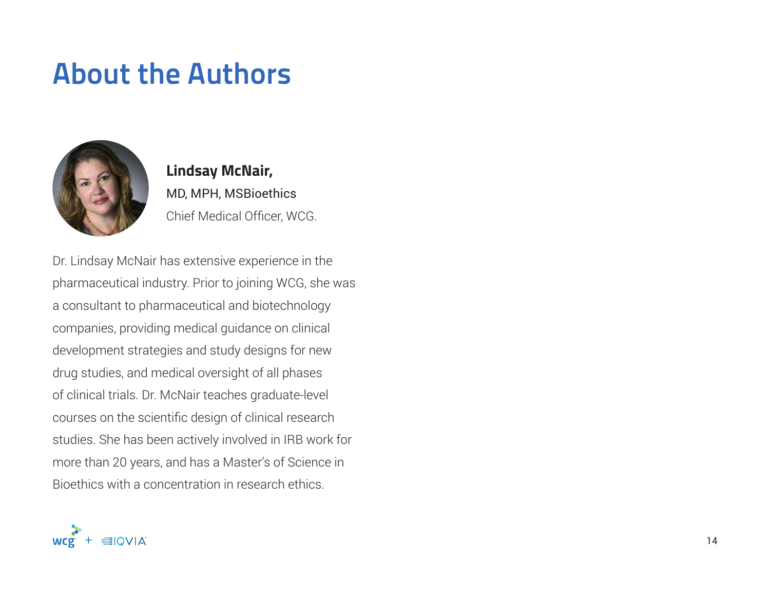# About the Authors

**Lindsay McNair,**
MD, MPH, MSBioethics
Chief Medical Officer, WCG.

Dr. Lindsay McNair has extensive experience in the pharmaceutical industry. Prior to joining WCG, she was a consultant to pharmaceutical and biotechnology companies, providing medical guidance on clinical development strategies and study designs for new drug studies, and medical oversight of all phases of clinical trials. Dr. McNair teaches graduate-level courses on the scientific design of clinical research studies. She has been actively involved in IRB work for more than 20 years, and has a Master's of Science in Bioethics with a concentration in research ethics.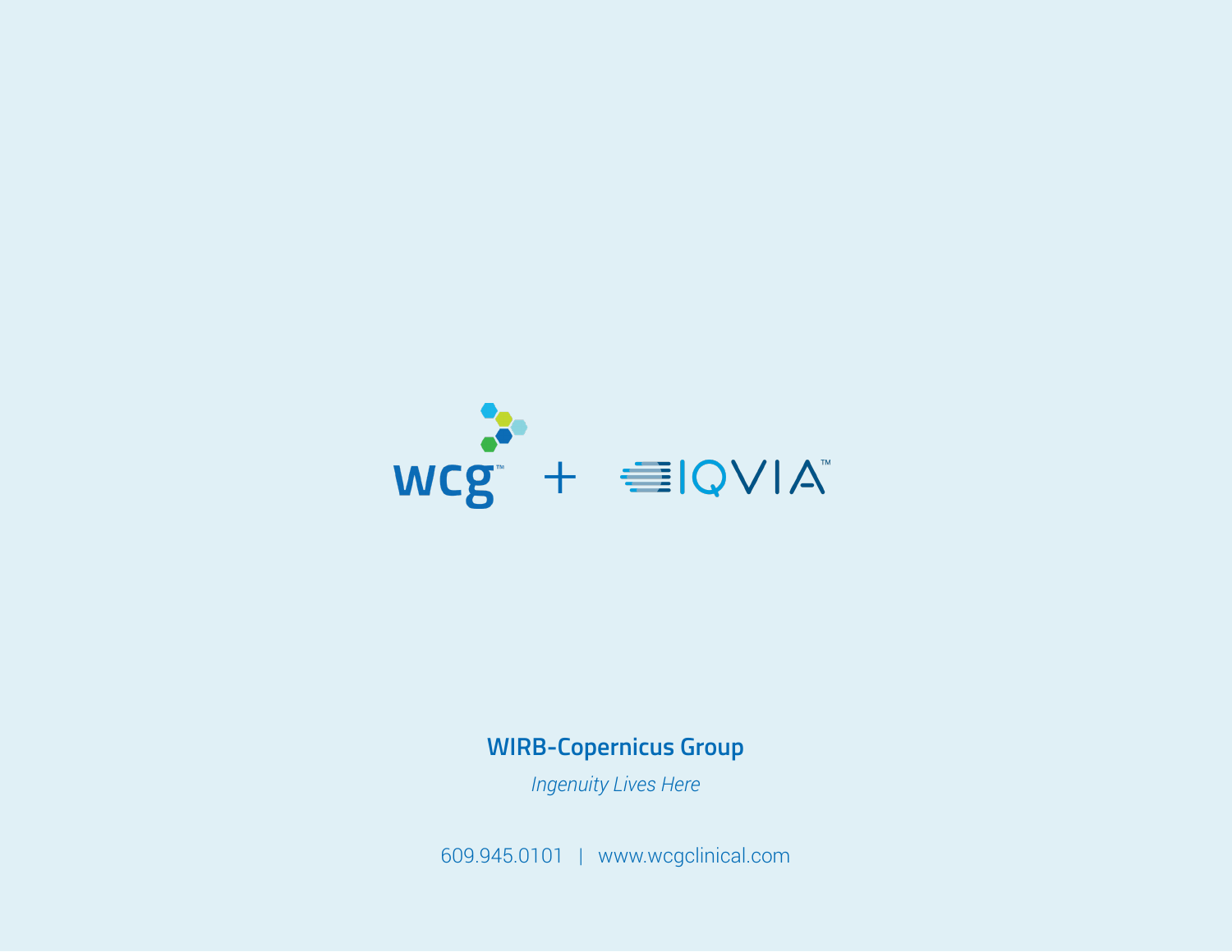wcg™ + IQVIA™

**WIRB-Copernicus Group**

*Ingenuity Lives Here*

609.945.0101 | www.wcgclinical.com